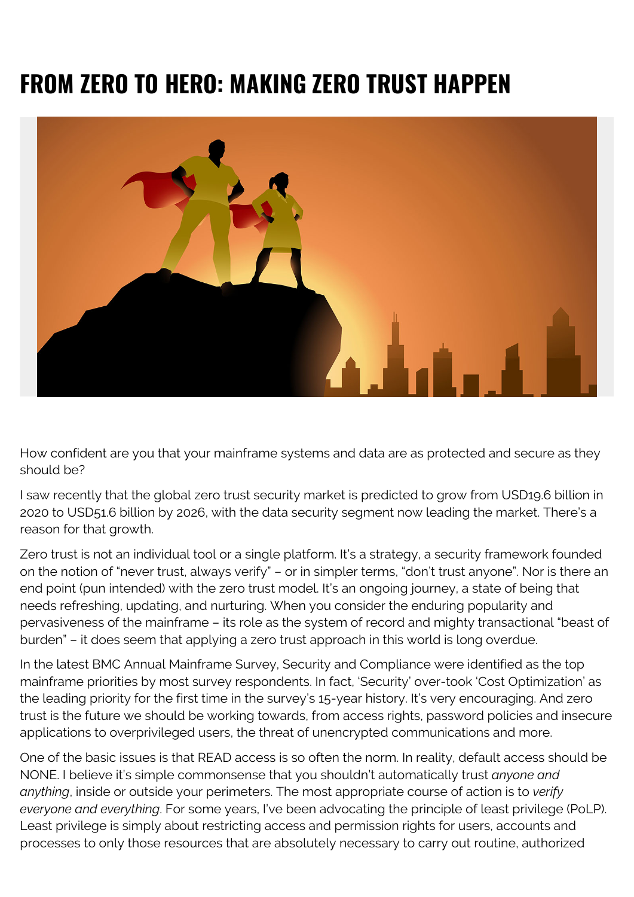# FROM ZERO TO HERO: MAKING ZERO TRUST HAPPEN

How confident are you that your mainframe systems and data are as protected and secure as they should be?

I saw recently that the global zero trust security market is predicted to grow from USD19.6 billion in 2020 to USD51.6 billion by 2026, with the data security segment now leading the market. There's a reason for that growth.

Zero trust is not an individual tool or a single platform. It's a strategy, a security framework founded on the notion of "never trust, always verify" – or in simpler terms, "don't trust anyone". Nor is there an end point (pun intended) with the zero trust model. It's an ongoing journey, a state of being that needs refreshing, updating, and nurturing. When you consider the enduring popularity and pervasiveness of the mainframe – its role as the system of record and mighty transactional "beast of burden" – it does seem that applying a zero trust approach in this world is long overdue.

In the latest BMC Annual Mainframe Survey, Security and Compliance were identified as the top mainframe priorities by most survey respondents. In fact, 'Security' over-took 'Cost Optimization' as the leading priority for the first time in the survey's 15-year history. It's very encouraging. And zero trust is the future we should be working towards, from access rights, password policies and insecure applications to overprivileged users, the threat of unencrypted communications and more.

One of the basic issues is that READ access is so often the norm. In reality, default access should be NONE. I believe it's simple commonsense that you shouldn't automatically trust *anyone and anything*, inside or outside your perimeters. The most appropriate course of action is to *verify everyone and everything*. For some years, I've been advocating the principle of least privilege (PoLP). Least privilege is simply about restricting access and permission rights for users, accounts and processes to only those resources that are absolutely necessary to carry out routine, authorized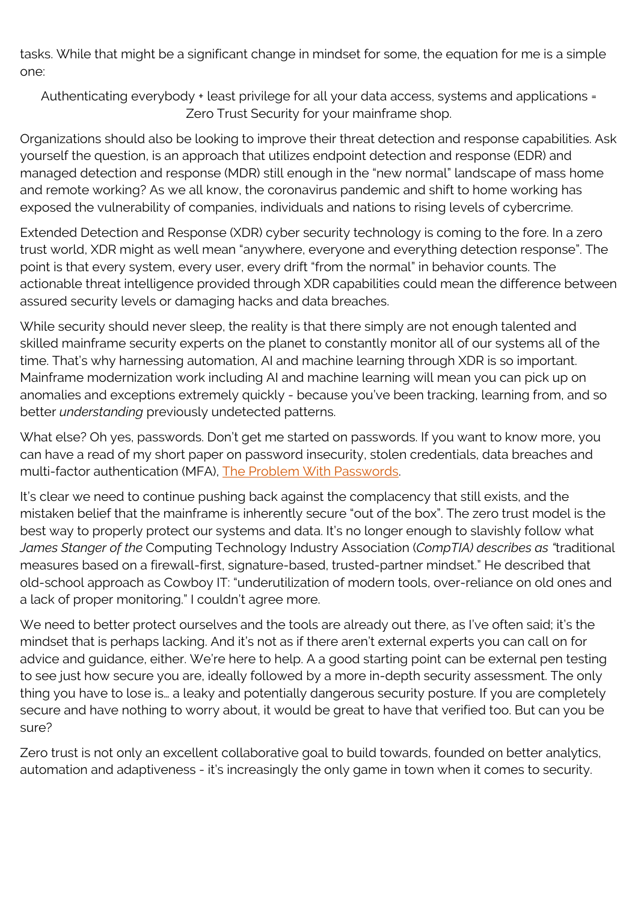tasks. While that might be a significant change in mindset for some, the equation for me is a simple one:

Authenticating everybody + least privilege for all your data access, systems and applications = Zero Trust Security for your mainframe shop.

Organizations should also be looking to improve their threat detection and response capabilities. Ask yourself the question, is an approach that utilizes endpoint detection and response (EDR) and managed detection and response (MDR) still enough in the "new normal" landscape of mass home and remote working? As we all know, the coronavirus pandemic and shift to home working has exposed the vulnerability of companies, individuals and nations to rising levels of cybercrime.

Extended Detection and Response (XDR) cyber security technology is coming to the fore. In a zero trust world, XDR might as well mean "anywhere, everyone and everything detection response". The point is that every system, every user, every drift "from the normal" in behavior counts. The actionable threat intelligence provided through XDR capabilities could mean the difference between assured security levels or damaging hacks and data breaches.

While security should never sleep, the reality is that there simply are not enough talented and skilled mainframe security experts on the planet to constantly monitor all of our systems all of the time. That's why harnessing automation, AI and machine learning through XDR is so important. Mainframe modernization work including AI and machine learning will mean you can pick up on anomalies and exceptions extremely quickly - because you've been tracking, learning from, and so better *understanding* previously undetected patterns.

What else? Oh yes, passwords. Don't get me started on passwords. If you want to know more, you can have a read of my short paper on password insecurity, stolen credentials, data breaches and multi-factor authentication (MFA), The Problem With Passwords.

It's clear we need to continue pushing back against the complacency that still exists, and the mistaken belief that the mainframe is inherently secure "out of the box". The zero trust model is the best way to properly protect our systems and data. It's no longer enough to slavishly follow what *James Stanger of the* Computing Technology Industry Association (*CompTIA) describes as "*traditional measures based on a firewall-first, signature-based, trusted-partner mindset." He described that old-school approach as Cowboy IT: "underutilization of modern tools, over-reliance on old ones and a lack of proper monitoring." I couldn't agree more.

We need to better protect ourselves and the tools are already out there, as I've often said; it's the mindset that is perhaps lacking. And it's not as if there aren't external experts you can call on for advice and guidance, either. We're here to help. A a good starting point can be external pen testing to see just how secure you are, ideally followed by a more in-depth security assessment. The only thing you have to lose is… a leaky and potentially dangerous security posture. If you are completely secure and have nothing to worry about, it would be great to have that verified too. But can you be sure?

Zero trust is not only an excellent collaborative goal to build towards, founded on better analytics, automation and adaptiveness - it's increasingly the only game in town when it comes to security.